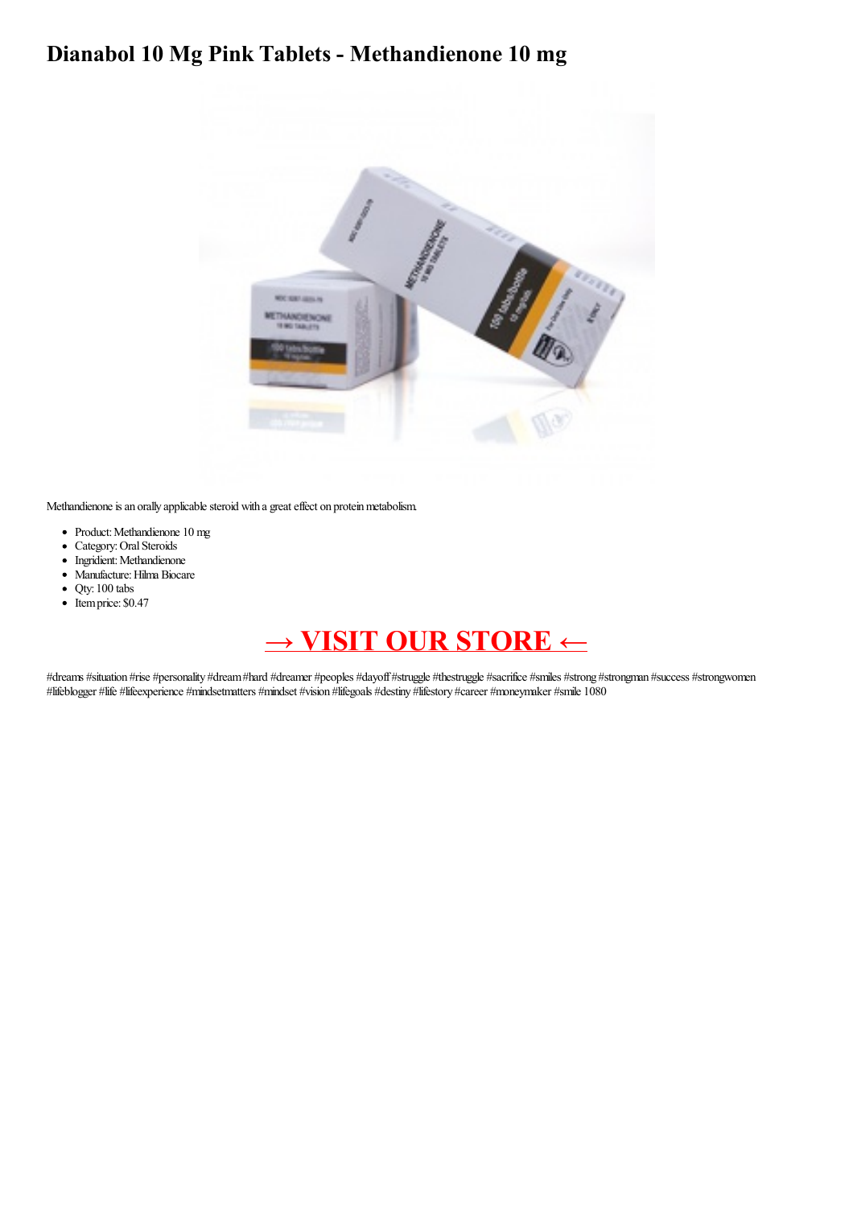# Dianabol 10 Mg Pink Tablets - Methandienone 10 mg

Methandienone is an orally applicable steroid with a great effect on protein metabolism.

- Product: Methandienone 10 mg
- Category: Oral Steroids
- Ingridient: Methandienone
- Manufacture: Hilma Biocare
- Qty: 100 tabs
- Item price: $0.47

## → VISIT OUR STORE ←

#dreams #situation #rise #personality #dream #hard #dreamer #peoples #dayoff #struggle #thestruggle #sacrifice #smiles #strong #strongman #success #strongwomen #lifeblogger #life #lifeexperience #mindsetmatters #mindset #vision #lifegoals #destiny #lifestory #career #moneymaker #smile 1080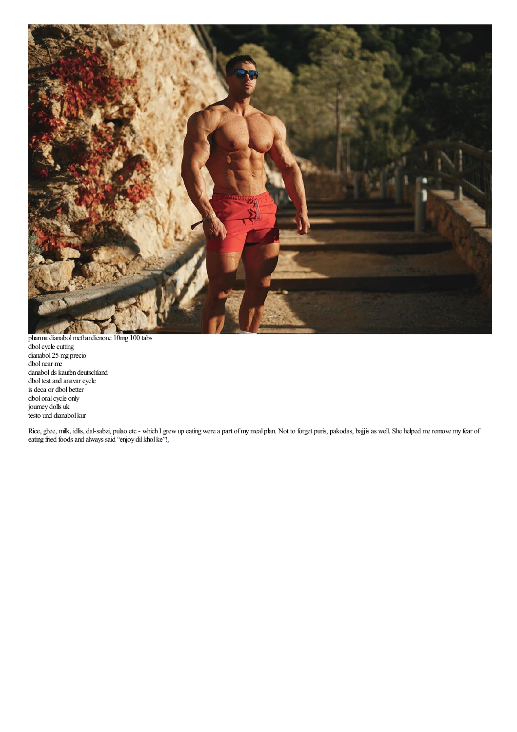pharma dianabol methandienone 10mg 100 tabs
dbol cycle cutting
dianabol 25 mg precio
dbol near me
danabol ds kaufen deutschland
dbol test and anavar cycle
is deca or dbol better
dbol oral cycle only
journey dolls uk
testo und dianabol kur

Rice, ghee, milk, idlis, dal-sabzi, pulao etc - which I grew up eating were a part of my meal plan. Not to forget puris, pakodas, bajjis as well. She helped me remove my fear of eating fried foods and always said "enjoy dil khol ke"!.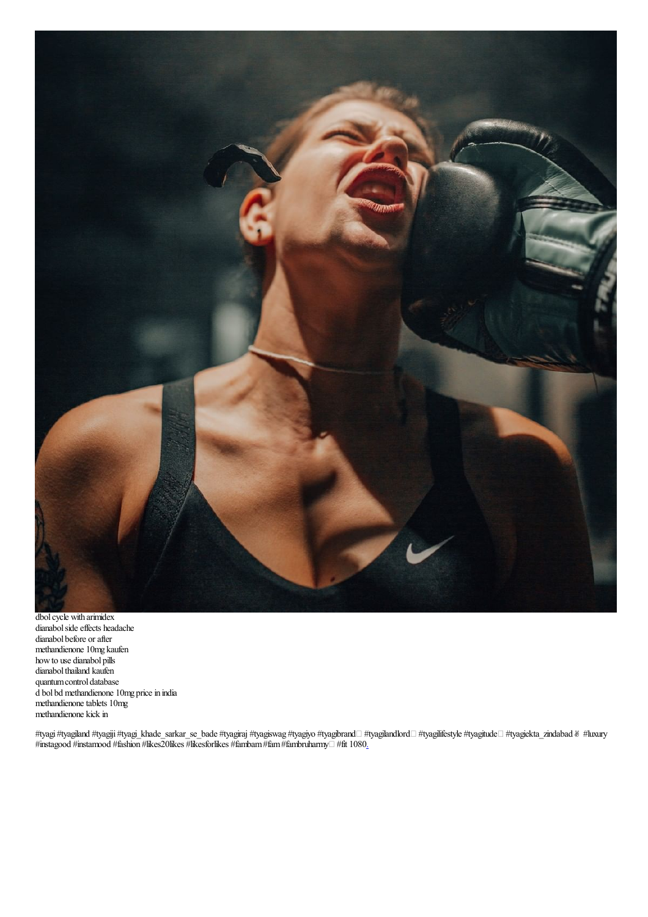dbol cycle with arimidex
dianabol side effects headache
dianabol before or after
methandienone 10mg kaufen
how to use dianabol pills
dianabol thailand kaufen
quantum control database
d bol bd methandienone 10mg price in india
methandienone tablets 10mg
methandienone kick in

#tyagi #tyagiland #tyagiji #tyagi_khade_sarkar_se_bade #tyagiraj #tyagiswag #tyagiyo #tyagibrand #tyagilandlord #tyagilifestyle #tyagitude #tyagiekta_zindabad ✌ #luxury #instagood #instamood #fashion #likes20likes #likesforlikes #fambam #fam #fambruharmy #fit 1080.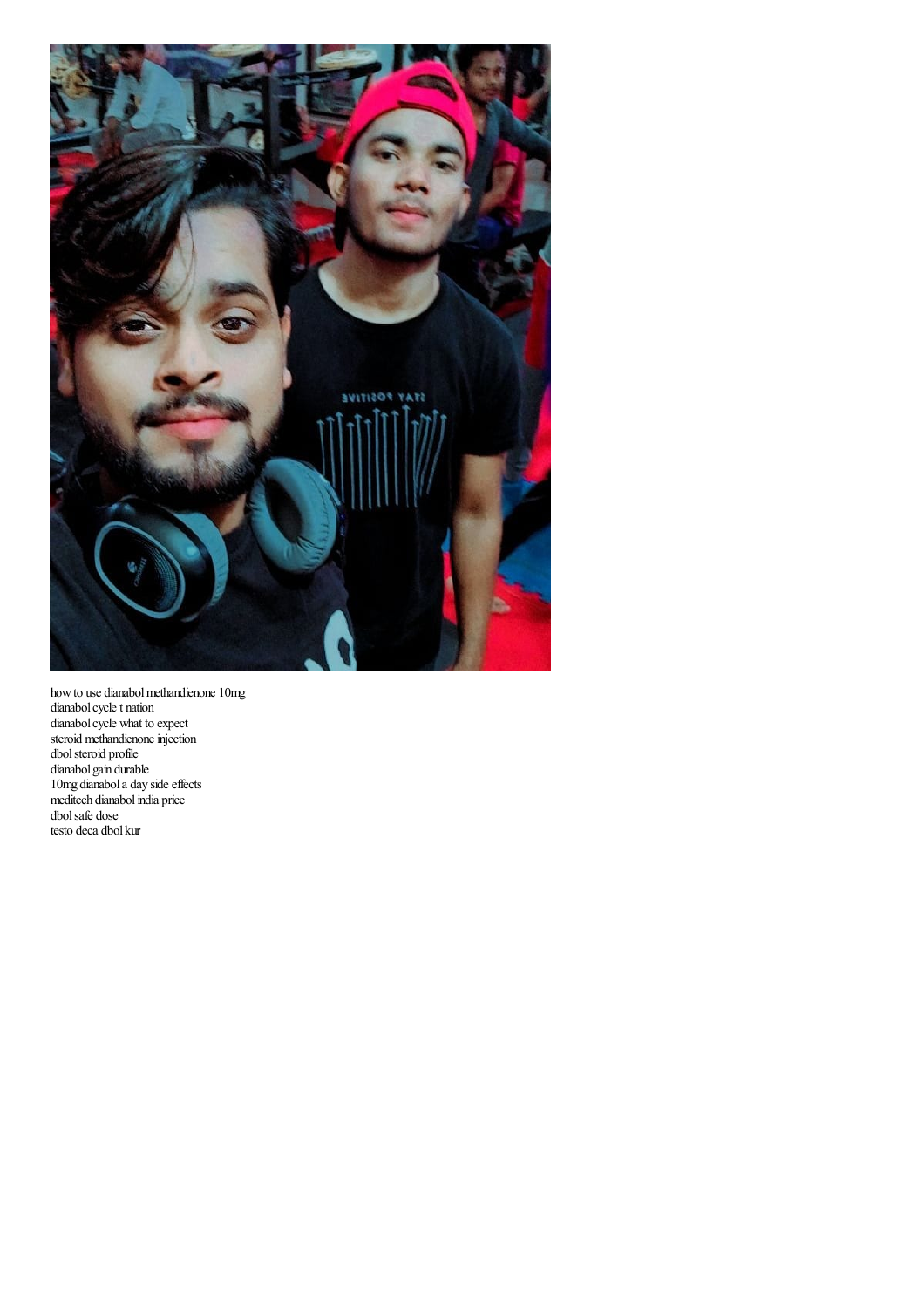how to use dianabol methandienone 10mg
dianabol cycle t nation
dianabol cycle what to expect
steroid methandienone injection
dbol steroid profile
dianabol gain durable
10mg dianabol a day side effects
meditech dianabol india price
dbol safe dose
testo deca dbol kur